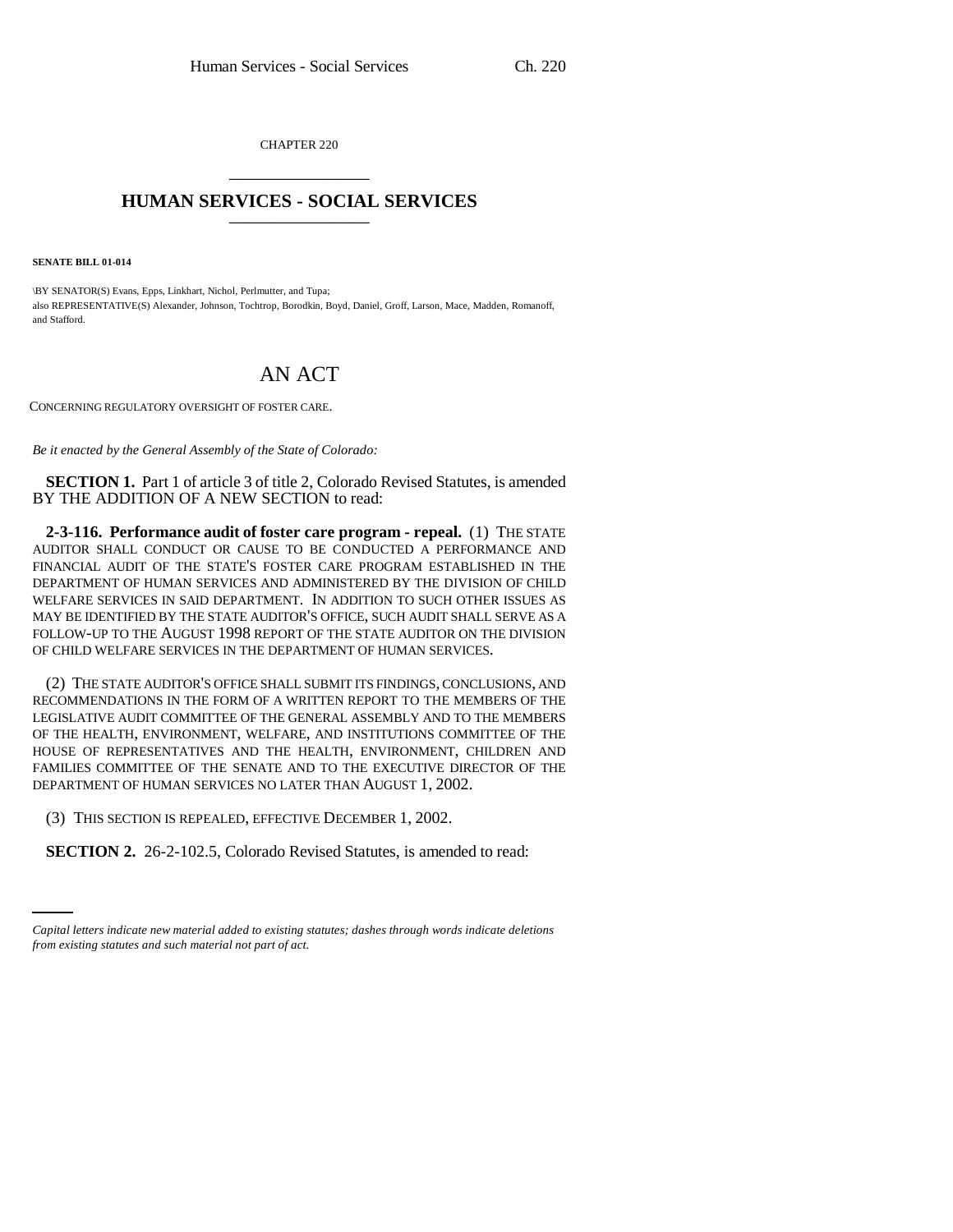CHAPTER 220

# HUMAN SERVICES - SOCIAL SERVICES

**SENATE BILL 01-014**

BY SENATOR(S) Evans, Epps, Linkhart, Nichol, Perlmutter, and Tupa;
also REPRESENTATIVE(S) Alexander, Johnson, Tochtrop, Borodkin, Boyd, Daniel, Groff, Larson, Mace, Madden, Romanoff, and Stafford.

# AN ACT

CONCERNING REGULATORY OVERSIGHT OF FOSTER CARE.

*Be it enacted by the General Assembly of the State of Colorado:*

**SECTION 1.** Part 1 of article 3 of title 2, Colorado Revised Statutes, is amended BY THE ADDITION OF A NEW SECTION to read:

**2-3-116. Performance audit of foster care program - repeal.** (1) THE STATE AUDITOR SHALL CONDUCT OR CAUSE TO BE CONDUCTED A PERFORMANCE AND FINANCIAL AUDIT OF THE STATE'S FOSTER CARE PROGRAM ESTABLISHED IN THE DEPARTMENT OF HUMAN SERVICES AND ADMINISTERED BY THE DIVISION OF CHILD WELFARE SERVICES IN SAID DEPARTMENT. IN ADDITION TO SUCH OTHER ISSUES AS MAY BE IDENTIFIED BY THE STATE AUDITOR'S OFFICE, SUCH AUDIT SHALL SERVE AS A FOLLOW-UP TO THE AUGUST 1998 REPORT OF THE STATE AUDITOR ON THE DIVISION OF CHILD WELFARE SERVICES IN THE DEPARTMENT OF HUMAN SERVICES.

(2) THE STATE AUDITOR'S OFFICE SHALL SUBMIT ITS FINDINGS, CONCLUSIONS, AND RECOMMENDATIONS IN THE FORM OF A WRITTEN REPORT TO THE MEMBERS OF THE LEGISLATIVE AUDIT COMMITTEE OF THE GENERAL ASSEMBLY AND TO THE MEMBERS OF THE HEALTH, ENVIRONMENT, WELFARE, AND INSTITUTIONS COMMITTEE OF THE HOUSE OF REPRESENTATIVES AND THE HEALTH, ENVIRONMENT, CHILDREN AND FAMILIES COMMITTEE OF THE SENATE AND TO THE EXECUTIVE DIRECTOR OF THE DEPARTMENT OF HUMAN SERVICES NO LATER THAN AUGUST 1, 2002.

(3) THIS SECTION IS REPEALED, EFFECTIVE DECEMBER 1, 2002.

**SECTION 2.** 26-2-102.5, Colorado Revised Statutes, is amended to read:

*Capital letters indicate new material added to existing statutes; dashes through words indicate deletions from existing statutes and such material not part of act.*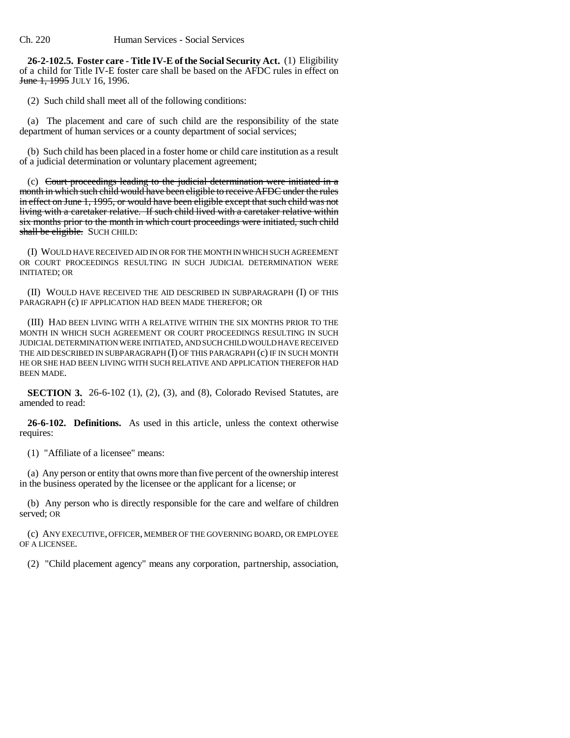**26-2-102.5. Foster care - Title IV-E of the Social Security Act.** (1) Eligibility of a child for Title IV-E foster care shall be based on the AFDC rules in effect on ~~June 1, 1995~~ JULY 16, 1996.

(2) Such child shall meet all of the following conditions:

(a) The placement and care of such child are the responsibility of the state department of human services or a county department of social services;

(b) Such child has been placed in a foster home or child care institution as a result of a judicial determination or voluntary placement agreement;

(c) ~~Court proceedings leading to the judicial determination were initiated in a month in which such child would have been eligible to receive AFDC under the rules in effect on June 1, 1995, or would have been eligible except that such child was not living with a caretaker relative. If such child lived with a caretaker relative within six months prior to the month in which court proceedings were initiated, such child shall be eligible.~~ SUCH CHILD:

(I) WOULD HAVE RECEIVED AID IN OR FOR THE MONTH IN WHICH SUCH AGREEMENT OR COURT PROCEEDINGS RESULTING IN SUCH JUDICIAL DETERMINATION WERE INITIATED; OR

(II) WOULD HAVE RECEIVED THE AID DESCRIBED IN SUBPARAGRAPH (I) OF THIS PARAGRAPH (c) IF APPLICATION HAD BEEN MADE THEREFOR; OR

(III) HAD BEEN LIVING WITH A RELATIVE WITHIN THE SIX MONTHS PRIOR TO THE MONTH IN WHICH SUCH AGREEMENT OR COURT PROCEEDINGS RESULTING IN SUCH JUDICIAL DETERMINATION WERE INITIATED, AND SUCH CHILD WOULD HAVE RECEIVED THE AID DESCRIBED IN SUBPARAGRAPH (I) OF THIS PARAGRAPH (c) IF IN SUCH MONTH HE OR SHE HAD BEEN LIVING WITH SUCH RELATIVE AND APPLICATION THEREFOR HAD BEEN MADE.

**SECTION 3.** 26-6-102 (1), (2), (3), and (8), Colorado Revised Statutes, are amended to read:

**26-6-102. Definitions.** As used in this article, unless the context otherwise requires:

(1) "Affiliate of a licensee" means:

(a) Any person or entity that owns more than five percent of the ownership interest in the business operated by the licensee or the applicant for a license; or

(b) Any person who is directly responsible for the care and welfare of children served; OR

(c) ANY EXECUTIVE, OFFICER, MEMBER OF THE GOVERNING BOARD, OR EMPLOYEE OF A LICENSEE.

(2) "Child placement agency" means any corporation, partnership, association,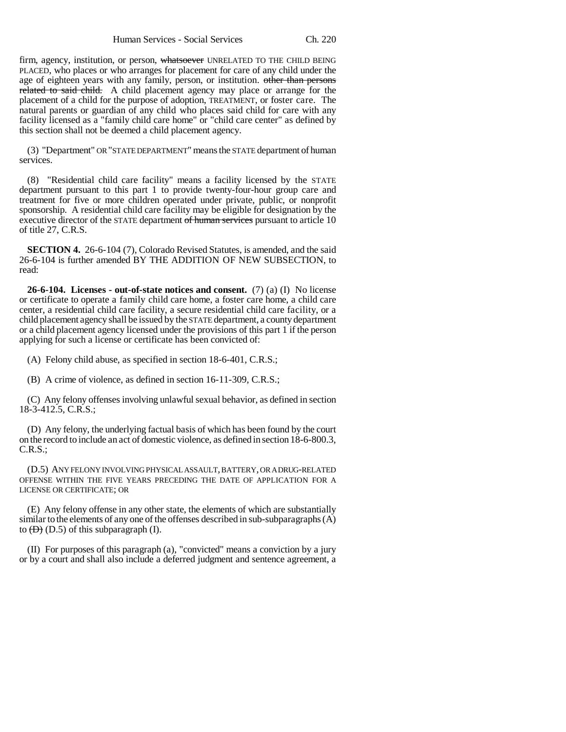firm, agency, institution, or person, ~~whatsoever~~ UNRELATED TO THE CHILD BEING PLACED, who places or who arranges for placement for care of any child under the age of eighteen years with any family, person, or institution. ~~other than persons related to said child.~~ A child placement agency may place or arrange for the placement of a child for the purpose of adoption, TREATMENT, or foster care. The natural parents or guardian of any child who places said child for care with any facility licensed as a "family child care home" or "child care center" as defined by this section shall not be deemed a child placement agency.

(3) "Department" OR "STATE DEPARTMENT" means the STATE department of human services.

(8) "Residential child care facility" means a facility licensed by the STATE department pursuant to this part 1 to provide twenty-four-hour group care and treatment for five or more children operated under private, public, or nonprofit sponsorship. A residential child care facility may be eligible for designation by the executive director of the STATE department ~~of human services~~ pursuant to article 10 of title 27, C.R.S.

**SECTION 4.** 26-6-104 (7), Colorado Revised Statutes, is amended, and the said 26-6-104 is further amended BY THE ADDITION OF NEW SUBSECTION, to read:

**26-6-104. Licenses - out-of-state notices and consent.** (7) (a) (I) No license or certificate to operate a family child care home, a foster care home, a child care center, a residential child care facility, a secure residential child care facility, or a child placement agency shall be issued by the STATE department, a county department or a child placement agency licensed under the provisions of this part 1 if the person applying for such a license or certificate has been convicted of:

(A) Felony child abuse, as specified in section 18-6-401, C.R.S.;

(B) A crime of violence, as defined in section 16-11-309, C.R.S.;

(C) Any felony offenses involving unlawful sexual behavior, as defined in section 18-3-412.5, C.R.S.;

(D) Any felony, the underlying factual basis of which has been found by the court on the record to include an act of domestic violence, as defined in section 18-6-800.3, C.R.S.;

(D.5) ANY FELONY INVOLVING PHYSICAL ASSAULT, BATTERY, OR A DRUG-RELATED OFFENSE WITHIN THE FIVE YEARS PRECEDING THE DATE OF APPLICATION FOR A LICENSE OR CERTIFICATE; OR

(E) Any felony offense in any other state, the elements of which are substantially similar to the elements of any one of the offenses described in sub-subparagraphs (A) to ~~(D)~~ (D.5) of this subparagraph (I).

(II) For purposes of this paragraph (a), "convicted" means a conviction by a jury or by a court and shall also include a deferred judgment and sentence agreement, a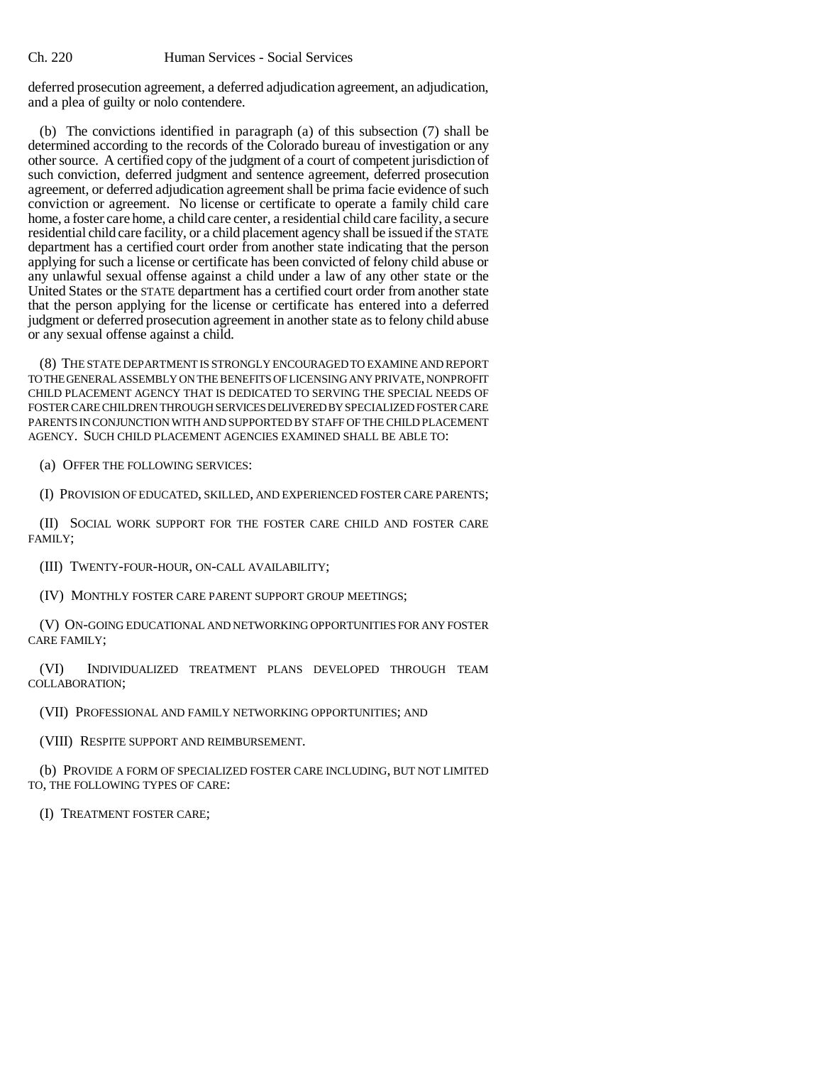deferred prosecution agreement, a deferred adjudication agreement, an adjudication, and a plea of guilty or nolo contendere.

(b) The convictions identified in paragraph (a) of this subsection (7) shall be determined according to the records of the Colorado bureau of investigation or any other source. A certified copy of the judgment of a court of competent jurisdiction of such conviction, deferred judgment and sentence agreement, deferred prosecution agreement, or deferred adjudication agreement shall be prima facie evidence of such conviction or agreement. No license or certificate to operate a family child care home, a foster care home, a child care center, a residential child care facility, a secure residential child care facility, or a child placement agency shall be issued if the STATE department has a certified court order from another state indicating that the person applying for such a license or certificate has been convicted of felony child abuse or any unlawful sexual offense against a child under a law of any other state or the United States or the STATE department has a certified court order from another state that the person applying for the license or certificate has entered into a deferred judgment or deferred prosecution agreement in another state as to felony child abuse or any sexual offense against a child.

(8) THE STATE DEPARTMENT IS STRONGLY ENCOURAGED TO EXAMINE AND REPORT TO THE GENERAL ASSEMBLY ON THE BENEFITS OF LICENSING ANY PRIVATE, NONPROFIT CHILD PLACEMENT AGENCY THAT IS DEDICATED TO SERVING THE SPECIAL NEEDS OF FOSTER CARE CHILDREN THROUGH SERVICES DELIVERED BY SPECIALIZED FOSTER CARE PARENTS IN CONJUNCTION WITH AND SUPPORTED BY STAFF OF THE CHILD PLACEMENT AGENCY. SUCH CHILD PLACEMENT AGENCIES EXAMINED SHALL BE ABLE TO:

(a) OFFER THE FOLLOWING SERVICES:

(I) PROVISION OF EDUCATED, SKILLED, AND EXPERIENCED FOSTER CARE PARENTS;

(II) SOCIAL WORK SUPPORT FOR THE FOSTER CARE CHILD AND FOSTER CARE FAMILY;

(III) TWENTY-FOUR-HOUR, ON-CALL AVAILABILITY;

(IV) MONTHLY FOSTER CARE PARENT SUPPORT GROUP MEETINGS;

(V) ON-GOING EDUCATIONAL AND NETWORKING OPPORTUNITIES FOR ANY FOSTER CARE FAMILY;

(VI) INDIVIDUALIZED TREATMENT PLANS DEVELOPED THROUGH TEAM COLLABORATION;

(VII) PROFESSIONAL AND FAMILY NETWORKING OPPORTUNITIES; AND

(VIII) RESPITE SUPPORT AND REIMBURSEMENT.

(b) PROVIDE A FORM OF SPECIALIZED FOSTER CARE INCLUDING, BUT NOT LIMITED TO, THE FOLLOWING TYPES OF CARE:

(I) TREATMENT FOSTER CARE;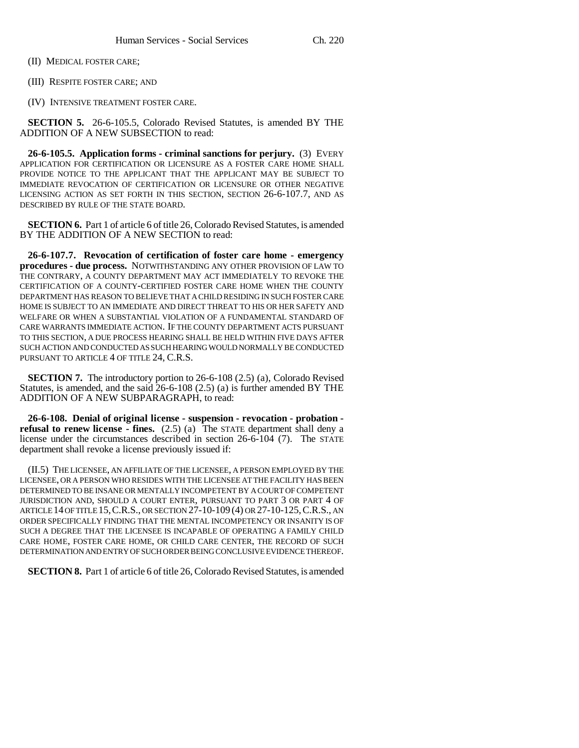(II) MEDICAL FOSTER CARE;

(III) RESPITE FOSTER CARE; AND

(IV) INTENSIVE TREATMENT FOSTER CARE.

**SECTION 5.** 26-6-105.5, Colorado Revised Statutes, is amended BY THE ADDITION OF A NEW SUBSECTION to read:

**26-6-105.5. Application forms - criminal sanctions for perjury.** (3) EVERY APPLICATION FOR CERTIFICATION OR LICENSURE AS A FOSTER CARE HOME SHALL PROVIDE NOTICE TO THE APPLICANT THAT THE APPLICANT MAY BE SUBJECT TO IMMEDIATE REVOCATION OF CERTIFICATION OR LICENSURE OR OTHER NEGATIVE LICENSING ACTION AS SET FORTH IN THIS SECTION, SECTION 26-6-107.7, AND AS DESCRIBED BY RULE OF THE STATE BOARD.

**SECTION 6.** Part 1 of article 6 of title 26, Colorado Revised Statutes, is amended BY THE ADDITION OF A NEW SECTION to read:

**26-6-107.7. Revocation of certification of foster care home - emergency procedures - due process.** NOTWITHSTANDING ANY OTHER PROVISION OF LAW TO THE CONTRARY, A COUNTY DEPARTMENT MAY ACT IMMEDIATELY TO REVOKE THE CERTIFICATION OF A COUNTY-CERTIFIED FOSTER CARE HOME WHEN THE COUNTY DEPARTMENT HAS REASON TO BELIEVE THAT A CHILD RESIDING IN SUCH FOSTER CARE HOME IS SUBJECT TO AN IMMEDIATE AND DIRECT THREAT TO HIS OR HER SAFETY AND WELFARE OR WHEN A SUBSTANTIAL VIOLATION OF A FUNDAMENTAL STANDARD OF CARE WARRANTS IMMEDIATE ACTION. IF THE COUNTY DEPARTMENT ACTS PURSUANT TO THIS SECTION, A DUE PROCESS HEARING SHALL BE HELD WITHIN FIVE DAYS AFTER SUCH ACTION AND CONDUCTED AS SUCH HEARING WOULD NORMALLY BE CONDUCTED PURSUANT TO ARTICLE 4 OF TITLE 24, C.R.S.

**SECTION 7.** The introductory portion to 26-6-108 (2.5) (a), Colorado Revised Statutes, is amended, and the said 26-6-108 (2.5) (a) is further amended BY THE ADDITION OF A NEW SUBPARAGRAPH, to read:

**26-6-108. Denial of original license - suspension - revocation - probation - refusal to renew license - fines.** (2.5) (a) The STATE department shall deny a license under the circumstances described in section 26-6-104 (7). The STATE department shall revoke a license previously issued if:

(II.5) THE LICENSEE, AN AFFILIATE OF THE LICENSEE, A PERSON EMPLOYED BY THE LICENSEE, OR A PERSON WHO RESIDES WITH THE LICENSEE AT THE FACILITY HAS BEEN DETERMINED TO BE INSANE OR MENTALLY INCOMPETENT BY A COURT OF COMPETENT JURISDICTION AND, SHOULD A COURT ENTER, PURSUANT TO PART 3 OR PART 4 OF ARTICLE 14 OF TITLE 15, C.R.S., OR SECTION 27-10-109 (4) OR 27-10-125, C.R.S., AN ORDER SPECIFICALLY FINDING THAT THE MENTAL INCOMPETENCY OR INSANITY IS OF SUCH A DEGREE THAT THE LICENSEE IS INCAPABLE OF OPERATING A FAMILY CHILD CARE HOME, FOSTER CARE HOME, OR CHILD CARE CENTER, THE RECORD OF SUCH DETERMINATION AND ENTRY OF SUCH ORDER BEING CONCLUSIVE EVIDENCE THEREOF.

**SECTION 8.** Part 1 of article 6 of title 26, Colorado Revised Statutes, is amended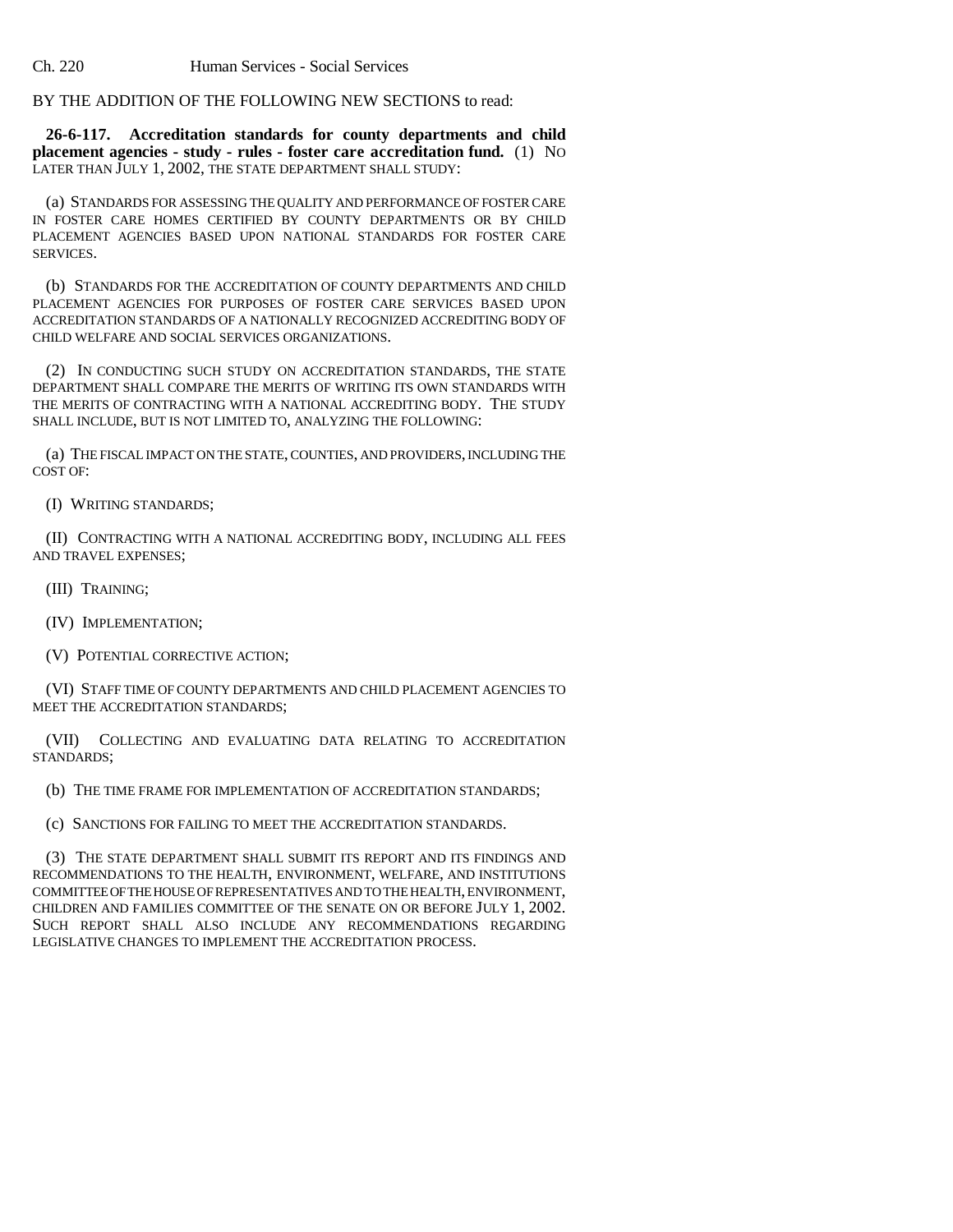BY THE ADDITION OF THE FOLLOWING NEW SECTIONS to read:

**26-6-117. Accreditation standards for county departments and child placement agencies - study - rules - foster care accreditation fund.** (1) NO LATER THAN JULY 1, 2002, THE STATE DEPARTMENT SHALL STUDY:

(a) STANDARDS FOR ASSESSING THE QUALITY AND PERFORMANCE OF FOSTER CARE IN FOSTER CARE HOMES CERTIFIED BY COUNTY DEPARTMENTS OR BY CHILD PLACEMENT AGENCIES BASED UPON NATIONAL STANDARDS FOR FOSTER CARE SERVICES.

(b) STANDARDS FOR THE ACCREDITATION OF COUNTY DEPARTMENTS AND CHILD PLACEMENT AGENCIES FOR PURPOSES OF FOSTER CARE SERVICES BASED UPON ACCREDITATION STANDARDS OF A NATIONALLY RECOGNIZED ACCREDITING BODY OF CHILD WELFARE AND SOCIAL SERVICES ORGANIZATIONS.

(2) IN CONDUCTING SUCH STUDY ON ACCREDITATION STANDARDS, THE STATE DEPARTMENT SHALL COMPARE THE MERITS OF WRITING ITS OWN STANDARDS WITH THE MERITS OF CONTRACTING WITH A NATIONAL ACCREDITING BODY. THE STUDY SHALL INCLUDE, BUT IS NOT LIMITED TO, ANALYZING THE FOLLOWING:

(a) THE FISCAL IMPACT ON THE STATE, COUNTIES, AND PROVIDERS, INCLUDING THE COST OF:

(I) WRITING STANDARDS;

(II) CONTRACTING WITH A NATIONAL ACCREDITING BODY, INCLUDING ALL FEES AND TRAVEL EXPENSES;

(III) TRAINING;

(IV) IMPLEMENTATION;

(V) POTENTIAL CORRECTIVE ACTION;

(VI) STAFF TIME OF COUNTY DEPARTMENTS AND CHILD PLACEMENT AGENCIES TO MEET THE ACCREDITATION STANDARDS;

(VII) COLLECTING AND EVALUATING DATA RELATING TO ACCREDITATION STANDARDS;

(b) THE TIME FRAME FOR IMPLEMENTATION OF ACCREDITATION STANDARDS;

(c) SANCTIONS FOR FAILING TO MEET THE ACCREDITATION STANDARDS.

(3) THE STATE DEPARTMENT SHALL SUBMIT ITS REPORT AND ITS FINDINGS AND RECOMMENDATIONS TO THE HEALTH, ENVIRONMENT, WELFARE, AND INSTITUTIONS COMMITTEE OF THE HOUSE OF REPRESENTATIVES AND TO THE HEALTH, ENVIRONMENT, CHILDREN AND FAMILIES COMMITTEE OF THE SENATE ON OR BEFORE JULY 1, 2002. SUCH REPORT SHALL ALSO INCLUDE ANY RECOMMENDATIONS REGARDING LEGISLATIVE CHANGES TO IMPLEMENT THE ACCREDITATION PROCESS.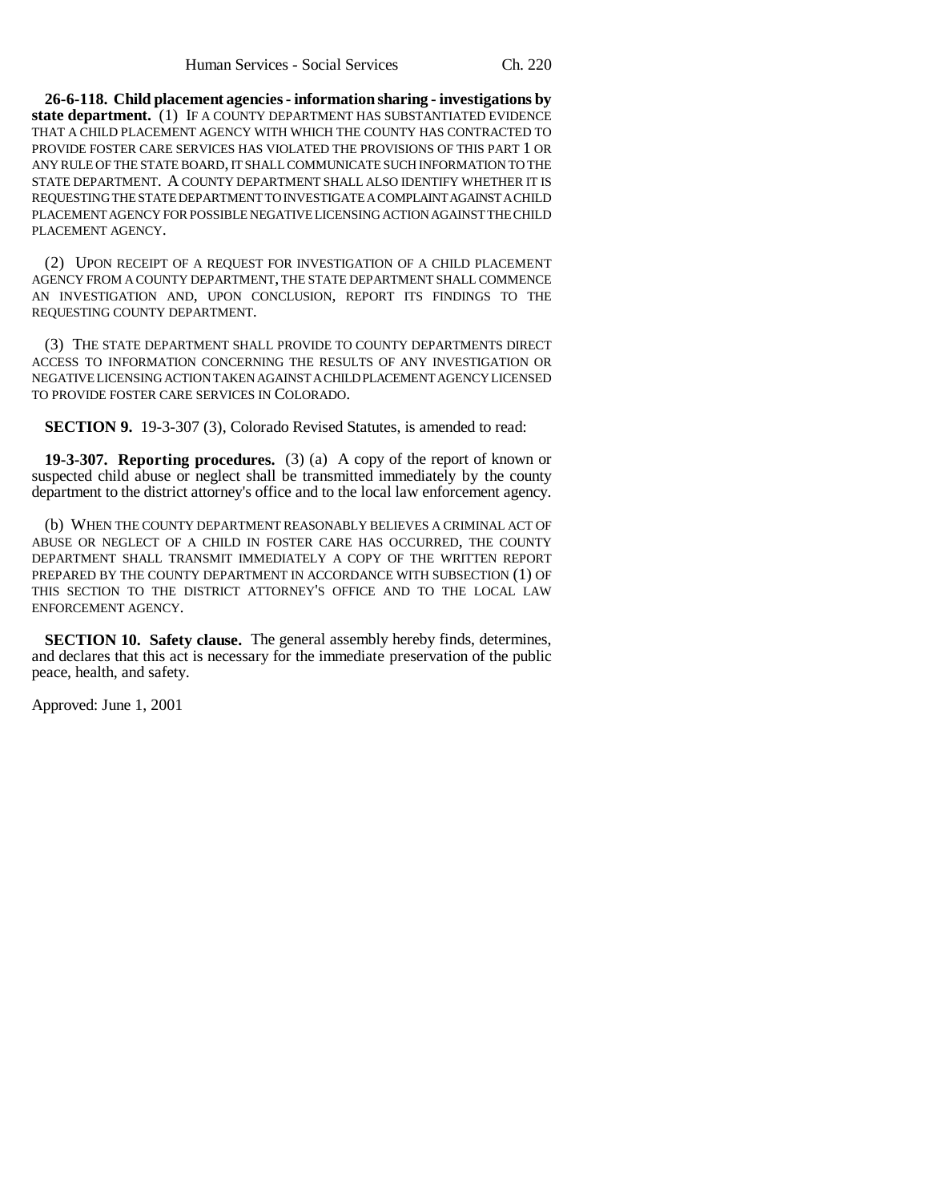**26-6-118. Child placement agencies - information sharing - investigations by state department.** (1) IF A COUNTY DEPARTMENT HAS SUBSTANTIATED EVIDENCE THAT A CHILD PLACEMENT AGENCY WITH WHICH THE COUNTY HAS CONTRACTED TO PROVIDE FOSTER CARE SERVICES HAS VIOLATED THE PROVISIONS OF THIS PART 1 OR ANY RULE OF THE STATE BOARD, IT SHALL COMMUNICATE SUCH INFORMATION TO THE STATE DEPARTMENT. A COUNTY DEPARTMENT SHALL ALSO IDENTIFY WHETHER IT IS REQUESTING THE STATE DEPARTMENT TO INVESTIGATE A COMPLAINT AGAINST A CHILD PLACEMENT AGENCY FOR POSSIBLE NEGATIVE LICENSING ACTION AGAINST THE CHILD PLACEMENT AGENCY.

(2) UPON RECEIPT OF A REQUEST FOR INVESTIGATION OF A CHILD PLACEMENT AGENCY FROM A COUNTY DEPARTMENT, THE STATE DEPARTMENT SHALL COMMENCE AN INVESTIGATION AND, UPON CONCLUSION, REPORT ITS FINDINGS TO THE REQUESTING COUNTY DEPARTMENT.

(3) THE STATE DEPARTMENT SHALL PROVIDE TO COUNTY DEPARTMENTS DIRECT ACCESS TO INFORMATION CONCERNING THE RESULTS OF ANY INVESTIGATION OR NEGATIVE LICENSING ACTION TAKEN AGAINST A CHILD PLACEMENT AGENCY LICENSED TO PROVIDE FOSTER CARE SERVICES IN COLORADO.

**SECTION 9.** 19-3-307 (3), Colorado Revised Statutes, is amended to read:

**19-3-307. Reporting procedures.** (3) (a) A copy of the report of known or suspected child abuse or neglect shall be transmitted immediately by the county department to the district attorney's office and to the local law enforcement agency.

(b) WHEN THE COUNTY DEPARTMENT REASONABLY BELIEVES A CRIMINAL ACT OF ABUSE OR NEGLECT OF A CHILD IN FOSTER CARE HAS OCCURRED, THE COUNTY DEPARTMENT SHALL TRANSMIT IMMEDIATELY A COPY OF THE WRITTEN REPORT PREPARED BY THE COUNTY DEPARTMENT IN ACCORDANCE WITH SUBSECTION (1) OF THIS SECTION TO THE DISTRICT ATTORNEY'S OFFICE AND TO THE LOCAL LAW ENFORCEMENT AGENCY.

**SECTION 10. Safety clause.** The general assembly hereby finds, determines, and declares that this act is necessary for the immediate preservation of the public peace, health, and safety.

Approved: June 1, 2001